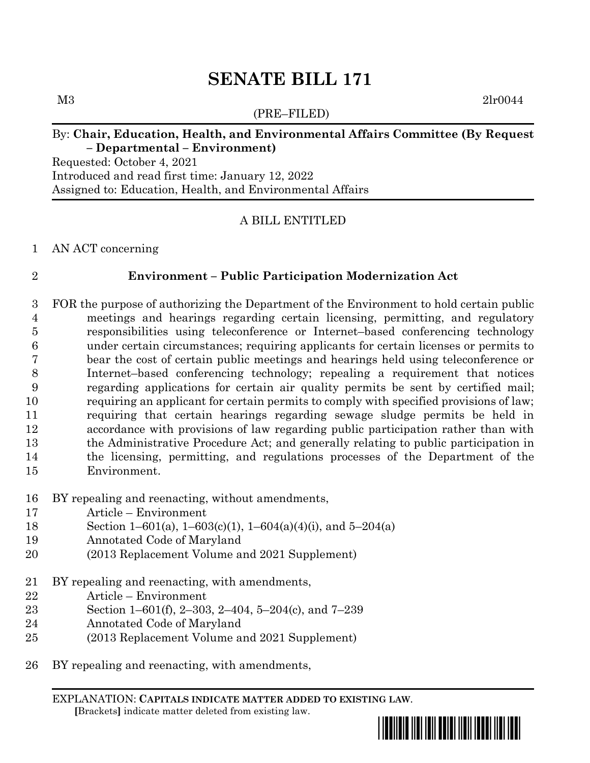# SENATE BILL 171

M3 2lr0044

(PRE–FILED)

By: **Chair, Education, Health, and Environmental Affairs Committee (By Request – Departmental – Environment)**

Requested: October 4, 2021
Introduced and read first time: January 12, 2022
Assigned to: Education, Health, and Environmental Affairs

A BILL ENTITLED

AN ACT concerning

## Environment – Public Participation Modernization Act

FOR the purpose of authorizing the Department of the Environment to hold certain public meetings and hearings regarding certain licensing, permitting, and regulatory responsibilities using teleconference or Internet–based conferencing technology under certain circumstances; requiring applicants for certain licenses or permits to bear the cost of certain public meetings and hearings held using teleconference or Internet–based conferencing technology; repealing a requirement that notices regarding applications for certain air quality permits be sent by certified mail; requiring an applicant for certain permits to comply with specified provisions of law; requiring that certain hearings regarding sewage sludge permits be held in accordance with provisions of law regarding public participation rather than with the Administrative Procedure Act; and generally relating to public participation in the licensing, permitting, and regulations processes of the Department of the Environment.

BY repealing and reenacting, without amendments,
Article – Environment
Section 1–601(a), 1–603(c)(1), 1–604(a)(4)(i), and 5–204(a)
Annotated Code of Maryland
(2013 Replacement Volume and 2021 Supplement)

BY repealing and reenacting, with amendments,
Article – Environment
Section 1–601(f), 2–303, 2–404, 5–204(c), and 7–239
Annotated Code of Maryland
(2013 Replacement Volume and 2021 Supplement)

BY repealing and reenacting, with amendments,

EXPLANATION: **CAPITALS INDICATE MATTER ADDED TO EXISTING LAW.**
[Brackets] indicate matter deleted from existing law.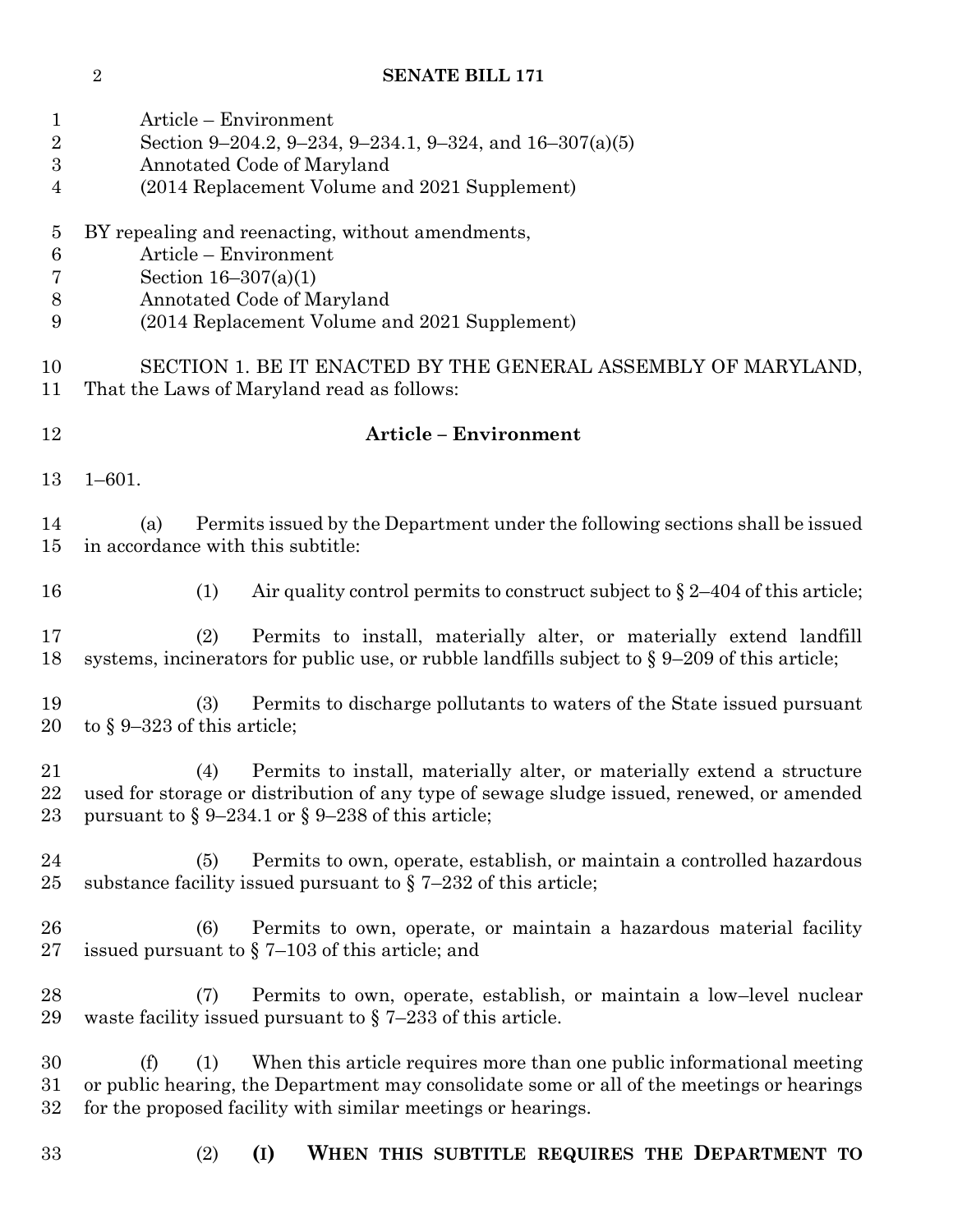Article – Environment
Section 9–204.2, 9–234, 9–234.1, 9–324, and 16–307(a)(5)
Annotated Code of Maryland
(2014 Replacement Volume and 2021 Supplement)

BY repealing and reenacting, without amendments,
Article – Environment
Section 16–307(a)(1)
Annotated Code of Maryland
(2014 Replacement Volume and 2021 Supplement)

SECTION 1. BE IT ENACTED BY THE GENERAL ASSEMBLY OF MARYLAND, That the Laws of Maryland read as follows:

**Article – Environment**

1–601.

(a) Permits issued by the Department under the following sections shall be issued in accordance with this subtitle:

(1) Air quality control permits to construct subject to § 2–404 of this article;

(2) Permits to install, materially alter, or materially extend landfill systems, incinerators for public use, or rubble landfills subject to § 9–209 of this article;

(3) Permits to discharge pollutants to waters of the State issued pursuant to § 9–323 of this article;

(4) Permits to install, materially alter, or materially extend a structure used for storage or distribution of any type of sewage sludge issued, renewed, or amended pursuant to § 9–234.1 or § 9–238 of this article;

(5) Permits to own, operate, establish, or maintain a controlled hazardous substance facility issued pursuant to § 7–232 of this article;

(6) Permits to own, operate, or maintain a hazardous material facility issued pursuant to § 7–103 of this article; and

(7) Permits to own, operate, establish, or maintain a low–level nuclear waste facility issued pursuant to § 7–233 of this article.

(f) (1) When this article requires more than one public informational meeting or public hearing, the Department may consolidate some or all of the meetings or hearings for the proposed facility with similar meetings or hearings.

(2) **(I) WHEN THIS SUBTITLE REQUIRES THE DEPARTMENT TO**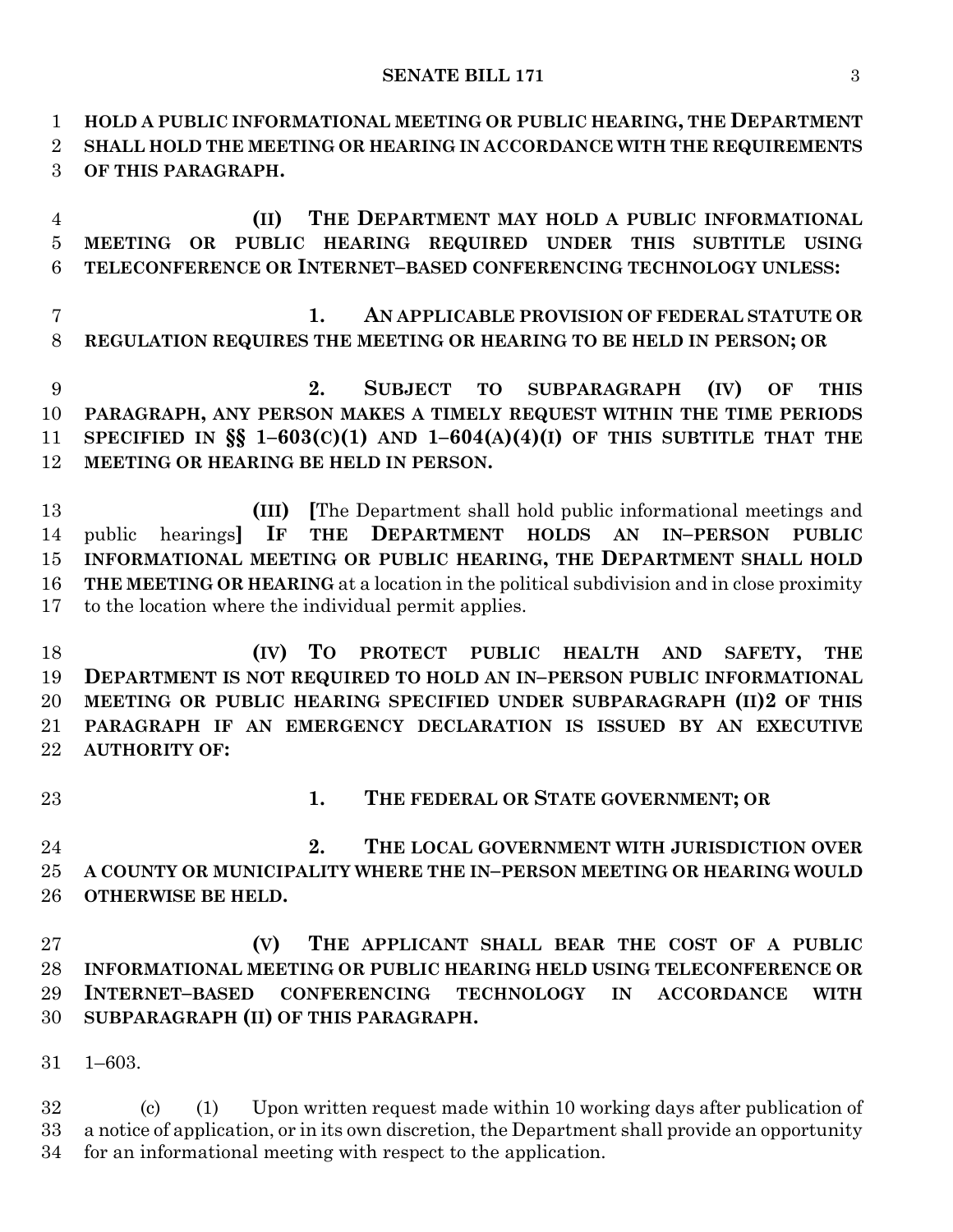**HOLD A PUBLIC INFORMATIONAL MEETING OR PUBLIC HEARING, THE DEPARTMENT SHALL HOLD THE MEETING OR HEARING IN ACCORDANCE WITH THE REQUIREMENTS OF THIS PARAGRAPH.**

**(II) THE DEPARTMENT MAY HOLD A PUBLIC INFORMATIONAL MEETING OR PUBLIC HEARING REQUIRED UNDER THIS SUBTITLE USING TELECONFERENCE OR INTERNET–BASED CONFERENCING TECHNOLOGY UNLESS:**

**1. AN APPLICABLE PROVISION OF FEDERAL STATUTE OR REGULATION REQUIRES THE MEETING OR HEARING TO BE HELD IN PERSON; OR**

**2. SUBJECT TO SUBPARAGRAPH (IV) OF THIS PARAGRAPH, ANY PERSON MAKES A TIMELY REQUEST WITHIN THE TIME PERIODS SPECIFIED IN §§ 1–603(C)(1) AND 1–604(A)(4)(I) OF THIS SUBTITLE THAT THE MEETING OR HEARING BE HELD IN PERSON.**

**(III)** **[**The Department shall hold public informational meetings and public hearings**]** **IF THE DEPARTMENT HOLDS AN IN–PERSON PUBLIC INFORMATIONAL MEETING OR PUBLIC HEARING, THE DEPARTMENT SHALL HOLD THE MEETING OR HEARING** at a location in the political subdivision and in close proximity to the location where the individual permit applies.

**(IV) TO PROTECT PUBLIC HEALTH AND SAFETY, THE DEPARTMENT IS NOT REQUIRED TO HOLD AN IN–PERSON PUBLIC INFORMATIONAL MEETING OR PUBLIC HEARING SPECIFIED UNDER SUBPARAGRAPH (II)2 OF THIS PARAGRAPH IF AN EMERGENCY DECLARATION IS ISSUED BY AN EXECUTIVE AUTHORITY OF:**

**1. THE FEDERAL OR STATE GOVERNMENT; OR**

**2. THE LOCAL GOVERNMENT WITH JURISDICTION OVER A COUNTY OR MUNICIPALITY WHERE THE IN–PERSON MEETING OR HEARING WOULD OTHERWISE BE HELD.**

**(V) THE APPLICANT SHALL BEAR THE COST OF A PUBLIC INFORMATIONAL MEETING OR PUBLIC HEARING HELD USING TELECONFERENCE OR INTERNET–BASED CONFERENCING TECHNOLOGY IN ACCORDANCE WITH SUBPARAGRAPH (II) OF THIS PARAGRAPH.**

1–603.

(c) (1) Upon written request made within 10 working days after publication of a notice of application, or in its own discretion, the Department shall provide an opportunity for an informational meeting with respect to the application.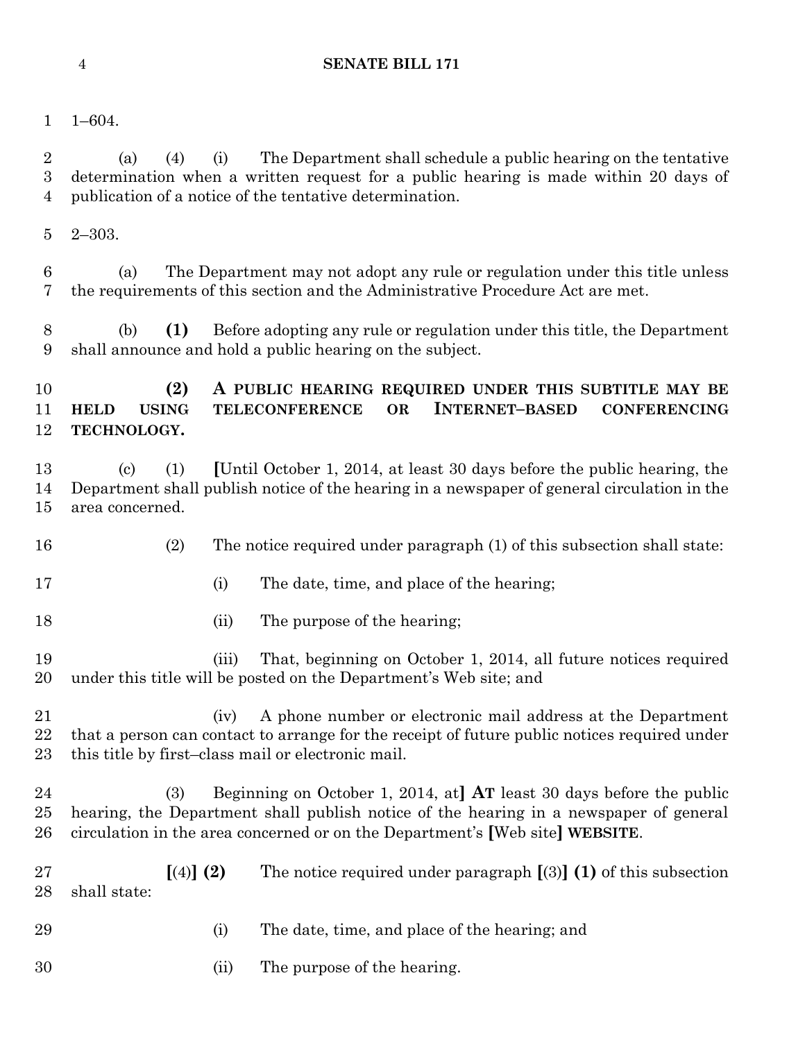1–604.

(a) (4) (i) The Department shall schedule a public hearing on the tentative determination when a written request for a public hearing is made within 20 days of publication of a notice of the tentative determination.

2–303.

(a) The Department may not adopt any rule or regulation under this title unless the requirements of this section and the Administrative Procedure Act are met.

(b) **(1)** Before adopting any rule or regulation under this title, the Department shall announce and hold a public hearing on the subject.

**(2) A PUBLIC HEARING REQUIRED UNDER THIS SUBTITLE MAY BE HELD USING TELECONFERENCE OR INTERNET–BASED CONFERENCING TECHNOLOGY.**

(c) (1) **[**Until October 1, 2014, at least 30 days before the public hearing, the Department shall publish notice of the hearing in a newspaper of general circulation in the area concerned.

(2) The notice required under paragraph (1) of this subsection shall state:

(i) The date, time, and place of the hearing;

(ii) The purpose of the hearing;

(iii) That, beginning on October 1, 2014, all future notices required under this title will be posted on the Department's Web site; and

(iv) A phone number or electronic mail address at the Department that a person can contact to arrange for the receipt of future public notices required under this title by first–class mail or electronic mail.

(3) Beginning on October 1, 2014, at**]** **AT** least 30 days before the public hearing, the Department shall publish notice of the hearing in a newspaper of general circulation in the area concerned or on the Department's **[**Web site**]** **WEBSITE**.

**[**(4)**]** **(2)** The notice required under paragraph **[**(3)**]** **(1)** of this subsection shall state:

(i) The date, time, and place of the hearing; and

(ii) The purpose of the hearing.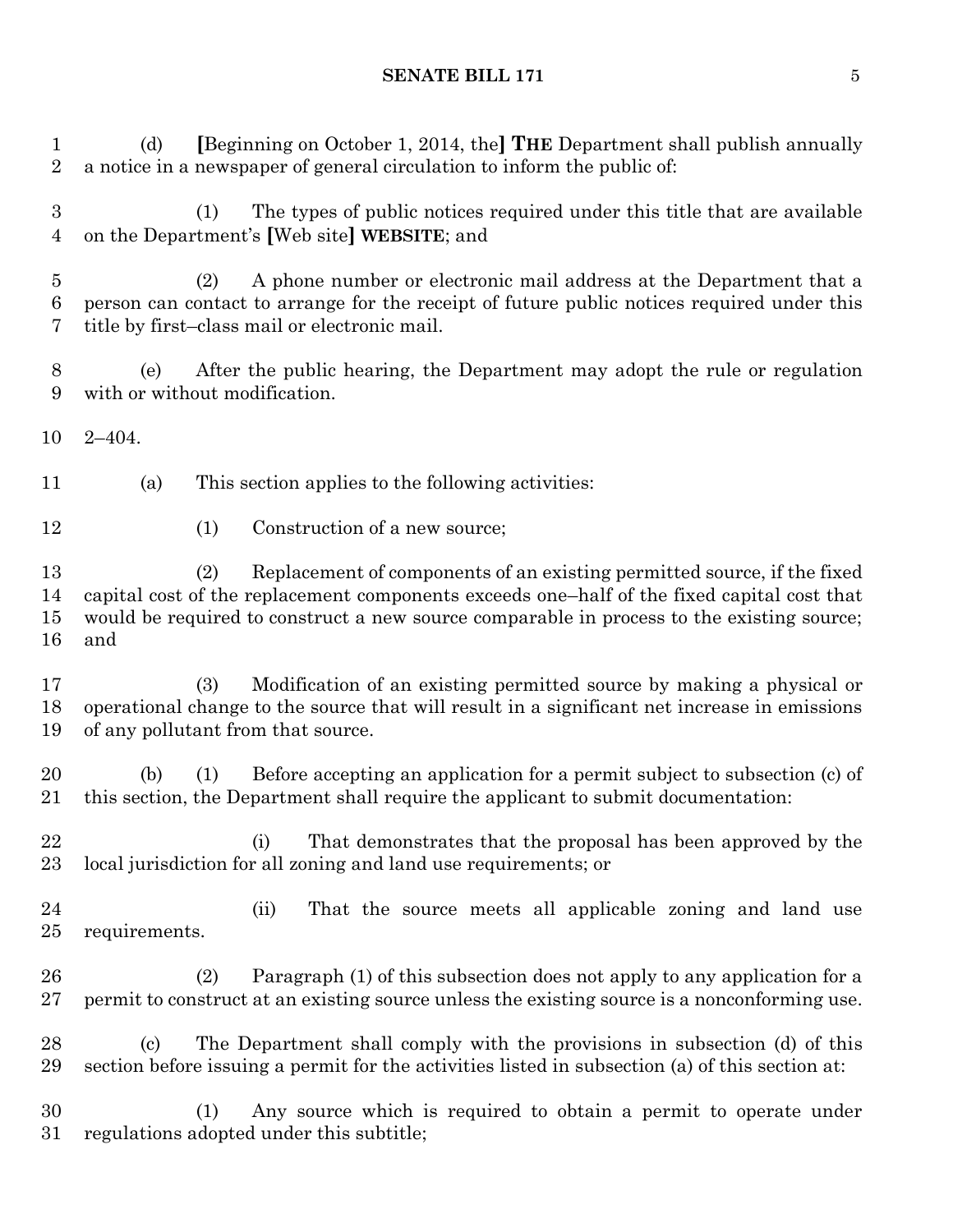(d) [Beginning on October 1, 2014, the] **THE** Department shall publish annually a notice in a newspaper of general circulation to inform the public of:

(1) The types of public notices required under this title that are available on the Department's [Web site] **WEBSITE**; and

(2) A phone number or electronic mail address at the Department that a person can contact to arrange for the receipt of future public notices required under this title by first–class mail or electronic mail.

(e) After the public hearing, the Department may adopt the rule or regulation with or without modification.

2–404.

(a) This section applies to the following activities:

(1) Construction of a new source;

(2) Replacement of components of an existing permitted source, if the fixed capital cost of the replacement components exceeds one–half of the fixed capital cost that would be required to construct a new source comparable in process to the existing source; and

(3) Modification of an existing permitted source by making a physical or operational change to the source that will result in a significant net increase in emissions of any pollutant from that source.

(b) (1) Before accepting an application for a permit subject to subsection (c) of this section, the Department shall require the applicant to submit documentation:

(i) That demonstrates that the proposal has been approved by the local jurisdiction for all zoning and land use requirements; or

(ii) That the source meets all applicable zoning and land use requirements.

(2) Paragraph (1) of this subsection does not apply to any application for a permit to construct at an existing source unless the existing source is a nonconforming use.

(c) The Department shall comply with the provisions in subsection (d) of this section before issuing a permit for the activities listed in subsection (a) of this section at:

(1) Any source which is required to obtain a permit to operate under regulations adopted under this subtitle;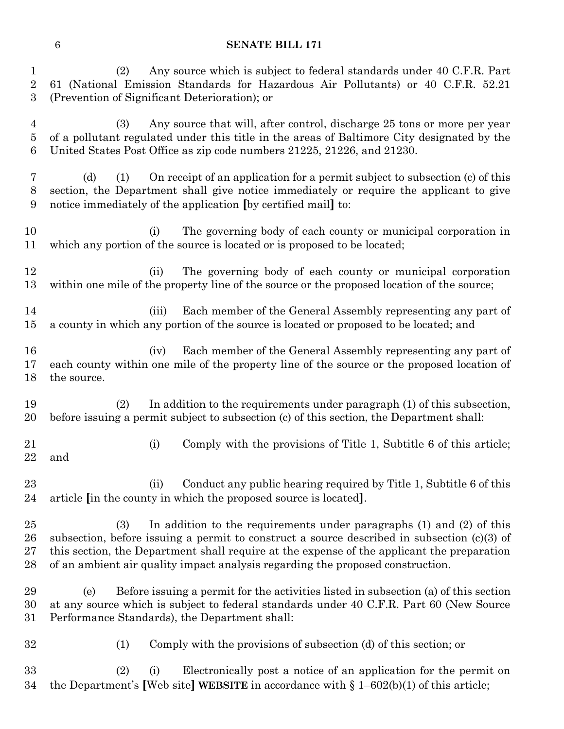(2) Any source which is subject to federal standards under 40 C.F.R. Part 61 (National Emission Standards for Hazardous Air Pollutants) or 40 C.F.R. 52.21 (Prevention of Significant Deterioration); or

(3) Any source that will, after control, discharge 25 tons or more per year of a pollutant regulated under this title in the areas of Baltimore City designated by the United States Post Office as zip code numbers 21225, 21226, and 21230.

(d) (1) On receipt of an application for a permit subject to subsection (c) of this section, the Department shall give notice immediately or require the applicant to give notice immediately of the application [by certified mail] to:

(i) The governing body of each county or municipal corporation in which any portion of the source is located or is proposed to be located;

(ii) The governing body of each county or municipal corporation within one mile of the property line of the source or the proposed location of the source;

(iii) Each member of the General Assembly representing any part of a county in which any portion of the source is located or proposed to be located; and

(iv) Each member of the General Assembly representing any part of each county within one mile of the property line of the source or the proposed location of the source.

(2) In addition to the requirements under paragraph (1) of this subsection, before issuing a permit subject to subsection (c) of this section, the Department shall:

(i) Comply with the provisions of Title 1, Subtitle 6 of this article; and

(ii) Conduct any public hearing required by Title 1, Subtitle 6 of this article [in the county in which the proposed source is located].

(3) In addition to the requirements under paragraphs (1) and (2) of this subsection, before issuing a permit to construct a source described in subsection (c)(3) of this section, the Department shall require at the expense of the applicant the preparation of an ambient air quality impact analysis regarding the proposed construction.

(e) Before issuing a permit for the activities listed in subsection (a) of this section at any source which is subject to federal standards under 40 C.F.R. Part 60 (New Source Performance Standards), the Department shall:

(1) Comply with the provisions of subsection (d) of this section; or

(2) (i) Electronically post a notice of an application for the permit on the Department's [Web site] **WEBSITE** in accordance with § 1–602(b)(1) of this article;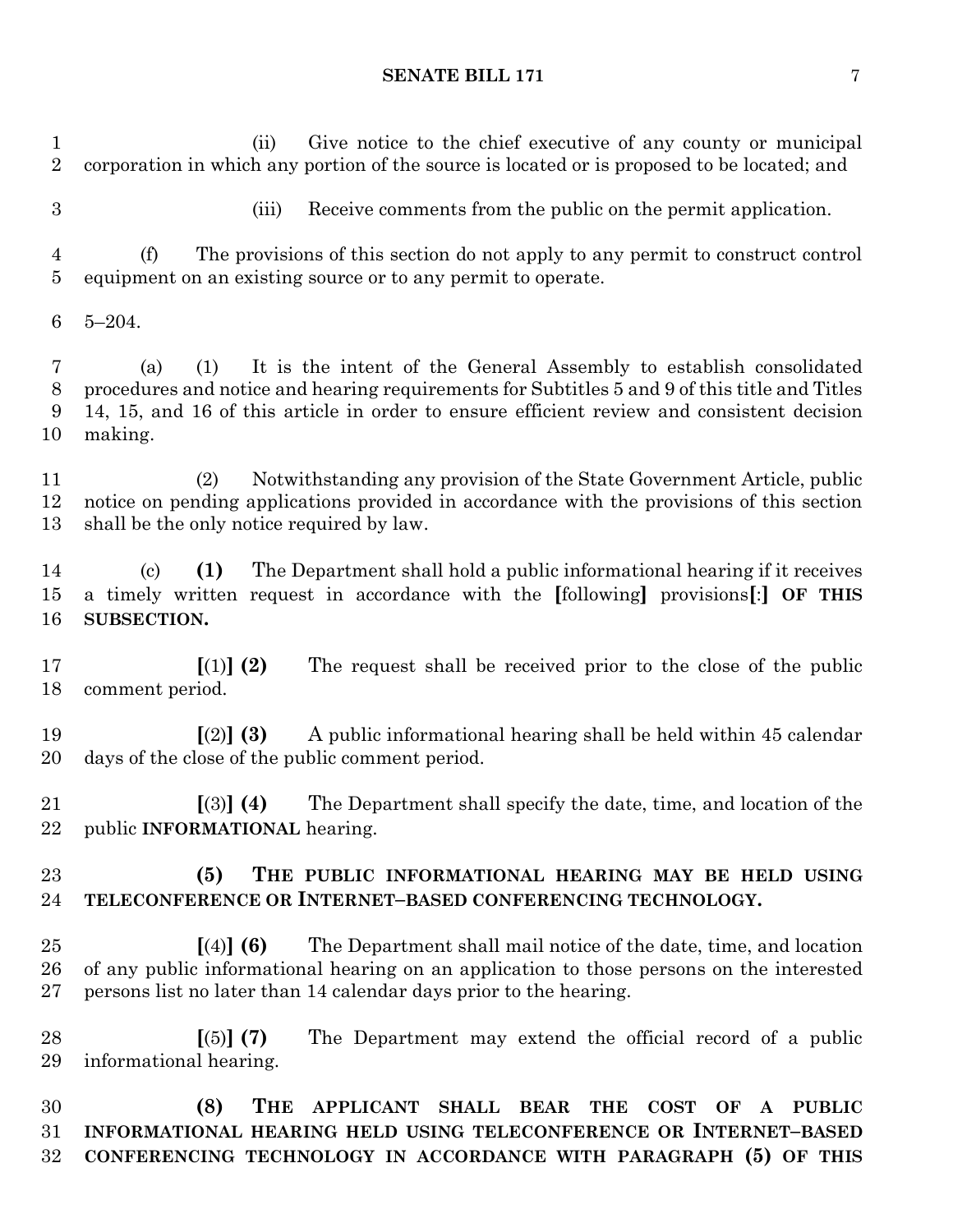(ii) Give notice to the chief executive of any county or municipal corporation in which any portion of the source is located or is proposed to be located; and

(iii) Receive comments from the public on the permit application.

(f) The provisions of this section do not apply to any permit to construct control equipment on an existing source or to any permit to operate.

5–204.

(a) (1) It is the intent of the General Assembly to establish consolidated procedures and notice and hearing requirements for Subtitles 5 and 9 of this title and Titles 14, 15, and 16 of this article in order to ensure efficient review and consistent decision making.

(2) Notwithstanding any provision of the State Government Article, public notice on pending applications provided in accordance with the provisions of this section shall be the only notice required by law.

(c) **(1)** The Department shall hold a public informational hearing if it receives a timely written request in accordance with the **[**following**]** provisions**[**:**]** **OF THIS SUBSECTION.**

**[**(1)**]** **(2)** The request shall be received prior to the close of the public comment period.

**[**(2)**]** **(3)** A public informational hearing shall be held within 45 calendar days of the close of the public comment period.

**[**(3)**]** **(4)** The Department shall specify the date, time, and location of the public **INFORMATIONAL** hearing.

**(5) THE PUBLIC INFORMATIONAL HEARING MAY BE HELD USING TELECONFERENCE OR INTERNET–BASED CONFERENCING TECHNOLOGY.**

**[**(4)**]** **(6)** The Department shall mail notice of the date, time, and location of any public informational hearing on an application to those persons on the interested persons list no later than 14 calendar days prior to the hearing.

**[**(5)**]** **(7)** The Department may extend the official record of a public informational hearing.

**(8) THE APPLICANT SHALL BEAR THE COST OF A PUBLIC INFORMATIONAL HEARING HELD USING TELECONFERENCE OR INTERNET–BASED CONFERENCING TECHNOLOGY IN ACCORDANCE WITH PARAGRAPH (5) OF THIS**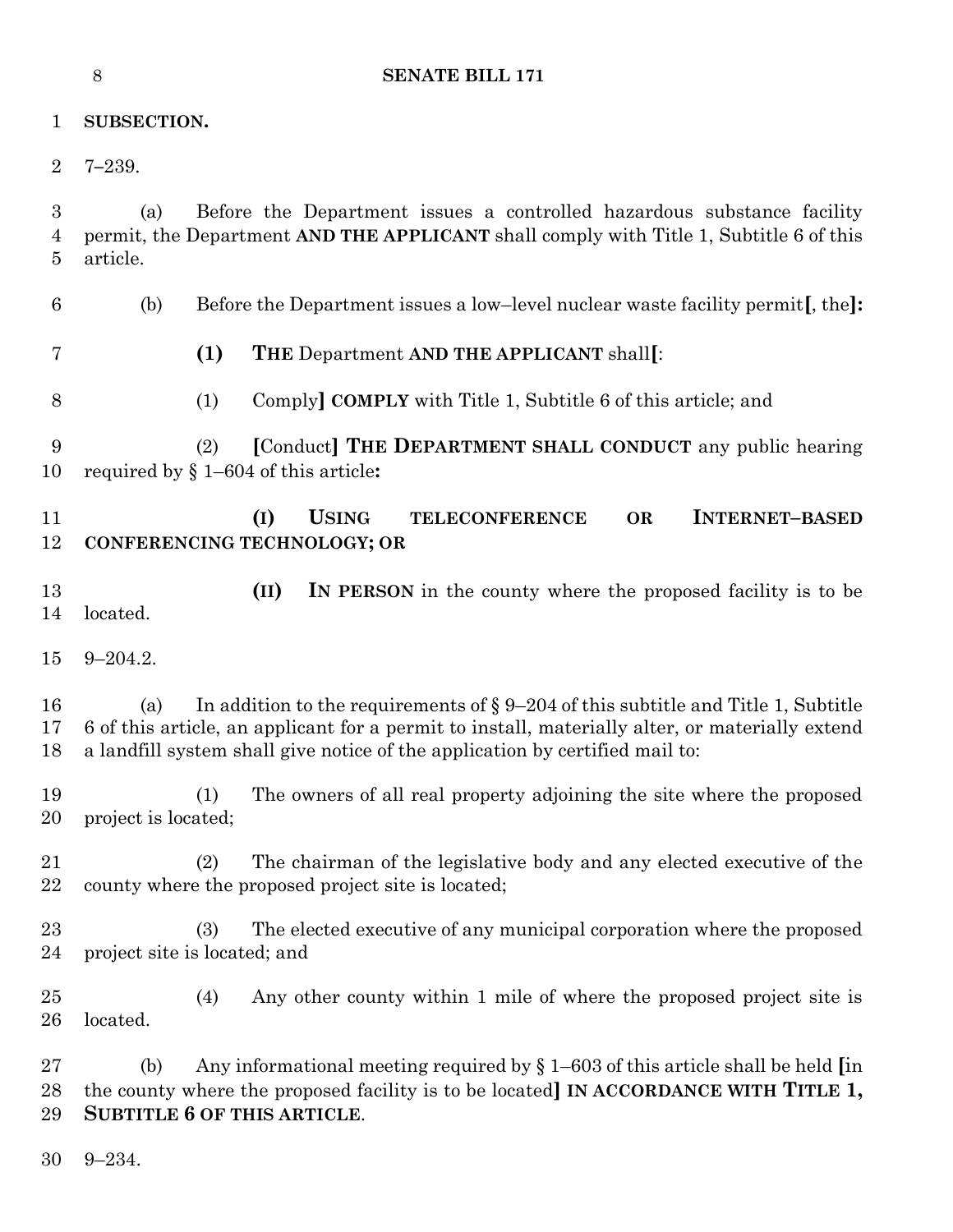**SUBSECTION.**

7–239.

(a) Before the Department issues a controlled hazardous substance facility permit, the Department **AND THE APPLICANT** shall comply with Title 1, Subtitle 6 of this article.

(b) Before the Department issues a low–level nuclear waste facility permit**[**, the**]:**

**(1) THE** Department **AND THE APPLICANT** shall**[**:

(1) Comply**] COMPLY** with Title 1, Subtitle 6 of this article; and

(2) **[**Conduct**] THE DEPARTMENT SHALL CONDUCT** any public hearing required by § 1–604 of this article**:**

**(I) USING TELECONFERENCE OR INTERNET–BASED CONFERENCING TECHNOLOGY; OR**

**(II) IN PERSON** in the county where the proposed facility is to be located.

9–204.2.

(a) In addition to the requirements of § 9–204 of this subtitle and Title 1, Subtitle 6 of this article, an applicant for a permit to install, materially alter, or materially extend a landfill system shall give notice of the application by certified mail to:

(1) The owners of all real property adjoining the site where the proposed project is located;

(2) The chairman of the legislative body and any elected executive of the county where the proposed project site is located;

(3) The elected executive of any municipal corporation where the proposed project site is located; and

(4) Any other county within 1 mile of where the proposed project site is located.

(b) Any informational meeting required by § 1–603 of this article shall be held **[**in the county where the proposed facility is to be located**] IN ACCORDANCE WITH TITLE 1, SUBTITLE 6 OF THIS ARTICLE**.

9–234.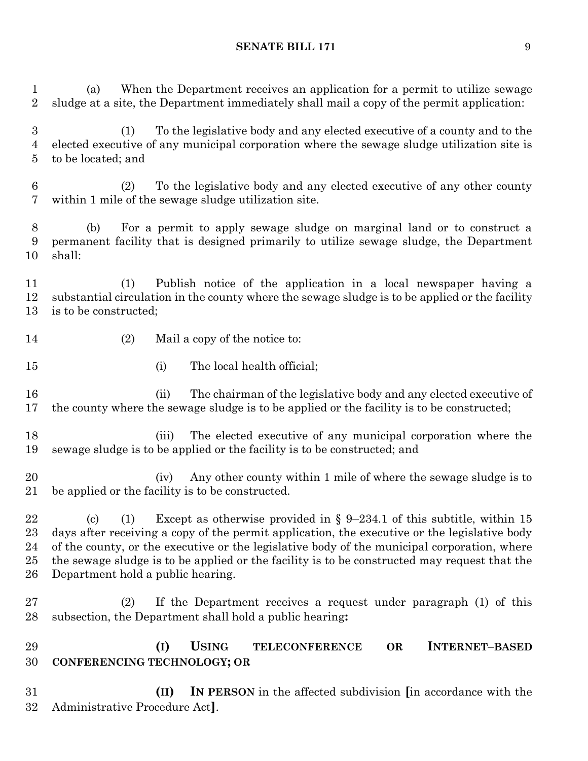(a) When the Department receives an application for a permit to utilize sewage sludge at a site, the Department immediately shall mail a copy of the permit application:

(1) To the legislative body and any elected executive of a county and to the elected executive of any municipal corporation where the sewage sludge utilization site is to be located; and

(2) To the legislative body and any elected executive of any other county within 1 mile of the sewage sludge utilization site.

(b) For a permit to apply sewage sludge on marginal land or to construct a permanent facility that is designed primarily to utilize sewage sludge, the Department shall:

(1) Publish notice of the application in a local newspaper having a substantial circulation in the county where the sewage sludge is to be applied or the facility is to be constructed;

(2) Mail a copy of the notice to:

(i) The local health official;

(ii) The chairman of the legislative body and any elected executive of the county where the sewage sludge is to be applied or the facility is to be constructed;

(iii) The elected executive of any municipal corporation where the sewage sludge is to be applied or the facility is to be constructed; and

(iv) Any other county within 1 mile of where the sewage sludge is to be applied or the facility is to be constructed.

(c) (1) Except as otherwise provided in § 9–234.1 of this subtitle, within 15 days after receiving a copy of the permit application, the executive or the legislative body of the county, or the executive or the legislative body of the municipal corporation, where the sewage sludge is to be applied or the facility is to be constructed may request that the Department hold a public hearing.

(2) If the Department receives a request under paragraph (1) of this subsection, the Department shall hold a public hearing**:**

**(I) USING TELECONFERENCE OR INTERNET–BASED CONFERENCING TECHNOLOGY; OR**

**(II) IN PERSON** in the affected subdivision **[**in accordance with the Administrative Procedure Act**]**.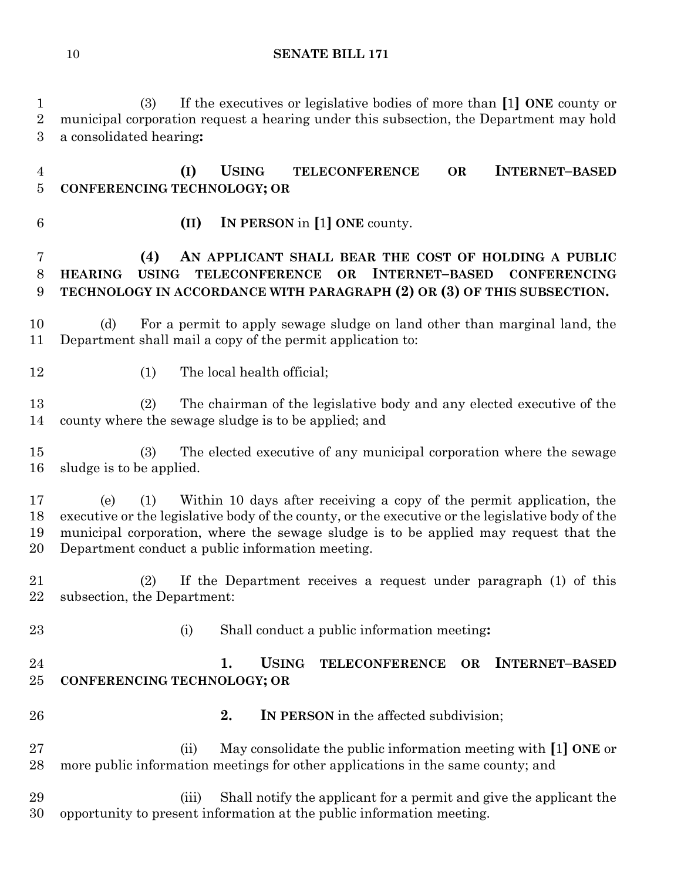(3) If the executives or legislative bodies of more than **[**1**]** **ONE** county or municipal corporation request a hearing under this subsection, the Department may hold a consolidated hearing**:**

**(I) USING TELECONFERENCE OR INTERNET–BASED CONFERENCING TECHNOLOGY; OR**

**(II) IN PERSON** in **[**1**]** **ONE** county.

**(4) AN APPLICANT SHALL BEAR THE COST OF HOLDING A PUBLIC HEARING USING TELECONFERENCE OR INTERNET–BASED CONFERENCING TECHNOLOGY IN ACCORDANCE WITH PARAGRAPH (2) OR (3) OF THIS SUBSECTION.**

(d) For a permit to apply sewage sludge on land other than marginal land, the Department shall mail a copy of the permit application to:

(1) The local health official;

(2) The chairman of the legislative body and any elected executive of the county where the sewage sludge is to be applied; and

(3) The elected executive of any municipal corporation where the sewage sludge is to be applied.

(e) (1) Within 10 days after receiving a copy of the permit application, the executive or the legislative body of the county, or the executive or the legislative body of the municipal corporation, where the sewage sludge is to be applied may request that the Department conduct a public information meeting.

(2) If the Department receives a request under paragraph (1) of this subsection, the Department:

(i) Shall conduct a public information meeting**:**

**1. USING TELECONFERENCE OR INTERNET–BASED CONFERENCING TECHNOLOGY; OR**

**2. IN PERSON** in the affected subdivision;

(ii) May consolidate the public information meeting with **[**1**]** **ONE** or more public information meetings for other applications in the same county; and

(iii) Shall notify the applicant for a permit and give the applicant the opportunity to present information at the public information meeting.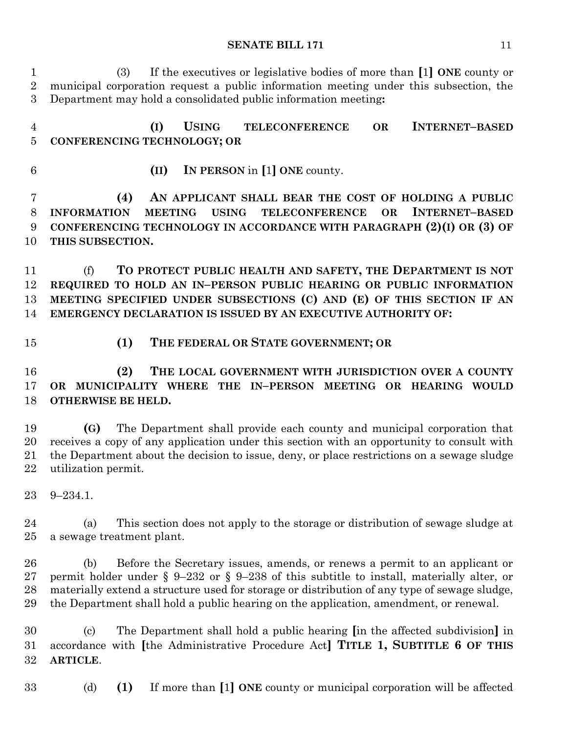(3) If the executives or legislative bodies of more than [1] **ONE** county or municipal corporation request a public information meeting under this subsection, the Department may hold a consolidated public information meeting**:**

**(I) USING TELECONFERENCE OR INTERNET–BASED CONFERENCING TECHNOLOGY; OR**

**(II) IN PERSON** in [1] **ONE** county.

**(4) AN APPLICANT SHALL BEAR THE COST OF HOLDING A PUBLIC INFORMATION MEETING USING TELECONFERENCE OR INTERNET–BASED CONFERENCING TECHNOLOGY IN ACCORDANCE WITH PARAGRAPH (2)(I) OR (3) OF THIS SUBSECTION.**

(f) **TO PROTECT PUBLIC HEALTH AND SAFETY, THE DEPARTMENT IS NOT REQUIRED TO HOLD AN IN–PERSON PUBLIC HEARING OR PUBLIC INFORMATION MEETING SPECIFIED UNDER SUBSECTIONS (C) AND (E) OF THIS SECTION IF AN EMERGENCY DECLARATION IS ISSUED BY AN EXECUTIVE AUTHORITY OF:**

**(1) THE FEDERAL OR STATE GOVERNMENT; OR**

**(2) THE LOCAL GOVERNMENT WITH JURISDICTION OVER A COUNTY OR MUNICIPALITY WHERE THE IN–PERSON MEETING OR HEARING WOULD OTHERWISE BE HELD.**

**(G)** The Department shall provide each county and municipal corporation that receives a copy of any application under this section with an opportunity to consult with the Department about the decision to issue, deny, or place restrictions on a sewage sludge utilization permit.

9–234.1.

(a) This section does not apply to the storage or distribution of sewage sludge at a sewage treatment plant.

(b) Before the Secretary issues, amends, or renews a permit to an applicant or permit holder under § 9–232 or § 9–238 of this subtitle to install, materially alter, or materially extend a structure used for storage or distribution of any type of sewage sludge, the Department shall hold a public hearing on the application, amendment, or renewal.

(c) The Department shall hold a public hearing [in the affected subdivision] in accordance with [the Administrative Procedure Act] **TITLE 1, SUBTITLE 6 OF THIS ARTICLE**.

(d) **(1)** If more than [1] **ONE** county or municipal corporation will be affected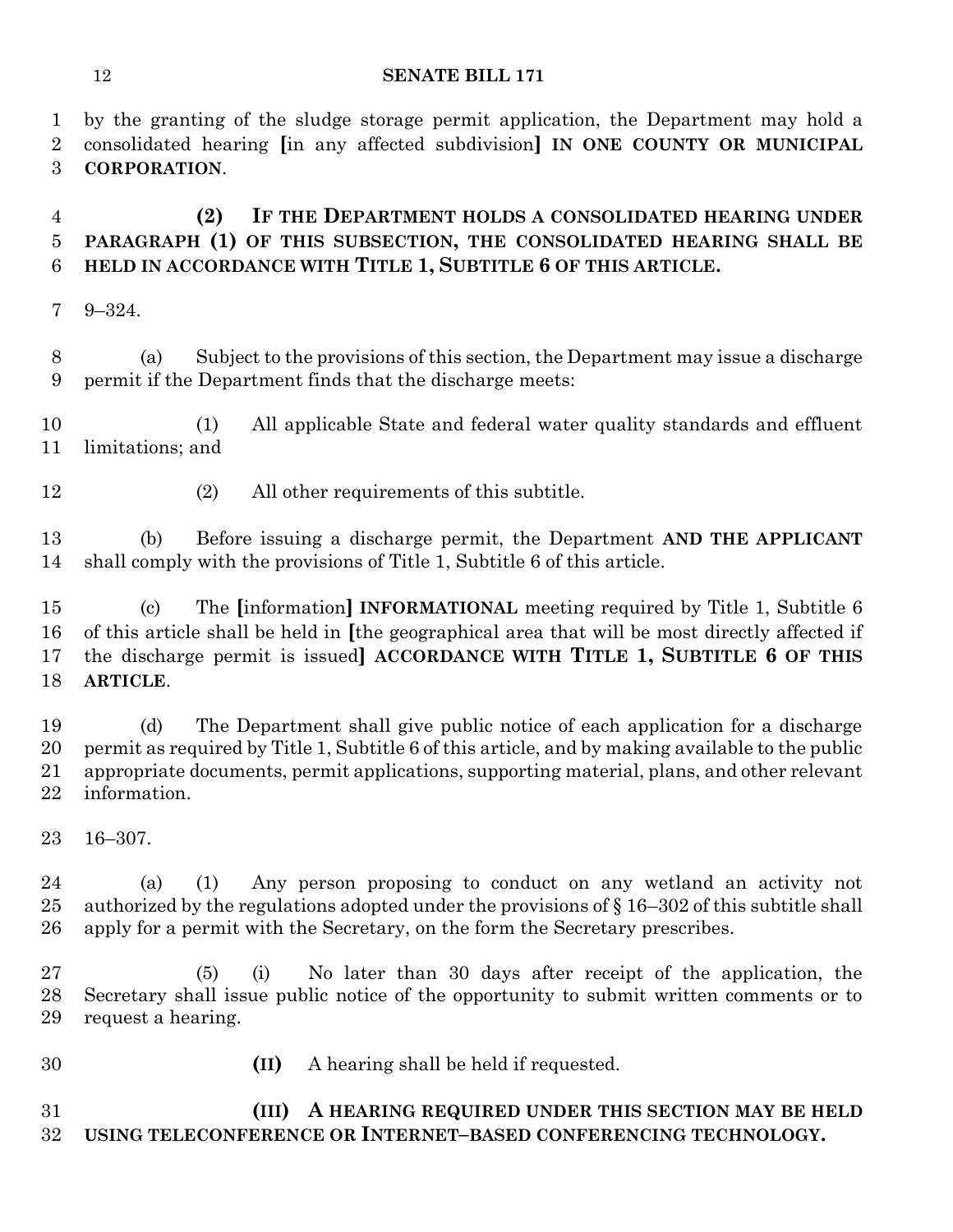by the granting of the sludge storage permit application, the Department may hold a consolidated hearing [in any affected subdivision] **IN ONE COUNTY OR MUNICIPAL CORPORATION**.

**(2) IF THE DEPARTMENT HOLDS A CONSOLIDATED HEARING UNDER PARAGRAPH (1) OF THIS SUBSECTION, THE CONSOLIDATED HEARING SHALL BE HELD IN ACCORDANCE WITH TITLE 1, SUBTITLE 6 OF THIS ARTICLE.**

9–324.

(a) Subject to the provisions of this section, the Department may issue a discharge permit if the Department finds that the discharge meets:

(1) All applicable State and federal water quality standards and effluent limitations; and

(2) All other requirements of this subtitle.

(b) Before issuing a discharge permit, the Department **AND THE APPLICANT** shall comply with the provisions of Title 1, Subtitle 6 of this article.

(c) The [information] **INFORMATIONAL** meeting required by Title 1, Subtitle 6 of this article shall be held in [the geographical area that will be most directly affected if the discharge permit is issued] **ACCORDANCE WITH TITLE 1, SUBTITLE 6 OF THIS ARTICLE**.

(d) The Department shall give public notice of each application for a discharge permit as required by Title 1, Subtitle 6 of this article, and by making available to the public appropriate documents, permit applications, supporting material, plans, and other relevant information.

16–307.

(a) (1) Any person proposing to conduct on any wetland an activity not authorized by the regulations adopted under the provisions of § 16–302 of this subtitle shall apply for a permit with the Secretary, on the form the Secretary prescribes.

(5) (i) No later than 30 days after receipt of the application, the Secretary shall issue public notice of the opportunity to submit written comments or to request a hearing.

**(II)** A hearing shall be held if requested.

**(III) A HEARING REQUIRED UNDER THIS SECTION MAY BE HELD USING TELECONFERENCE OR INTERNET–BASED CONFERENCING TECHNOLOGY.**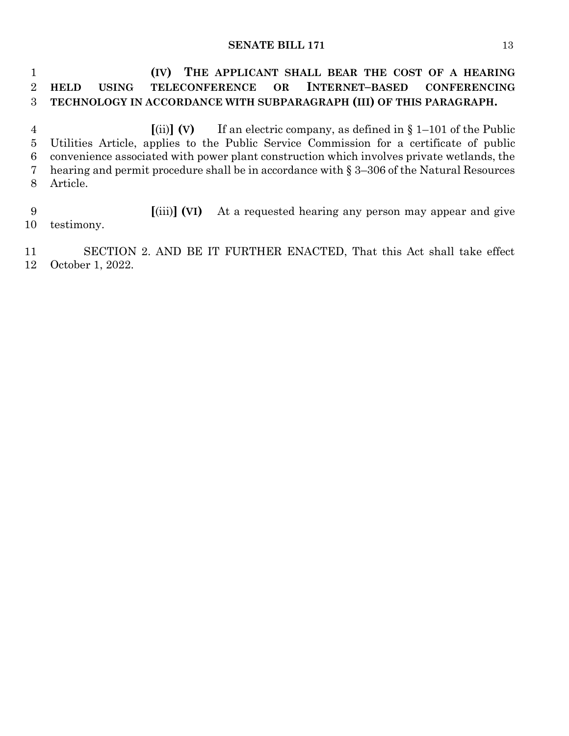**(IV) THE APPLICANT SHALL BEAR THE COST OF A HEARING HELD USING TELECONFERENCE OR INTERNET–BASED CONFERENCING TECHNOLOGY IN ACCORDANCE WITH SUBPARAGRAPH (III) OF THIS PARAGRAPH.**

**[**(ii)**] (V)** If an electric company, as defined in § 1–101 of the Public Utilities Article, applies to the Public Service Commission for a certificate of public convenience associated with power plant construction which involves private wetlands, the hearing and permit procedure shall be in accordance with § 3–306 of the Natural Resources Article.

**[**(iii)**] (VI)** At a requested hearing any person may appear and give testimony.

SECTION 2. AND BE IT FURTHER ENACTED, That this Act shall take effect October 1, 2022.